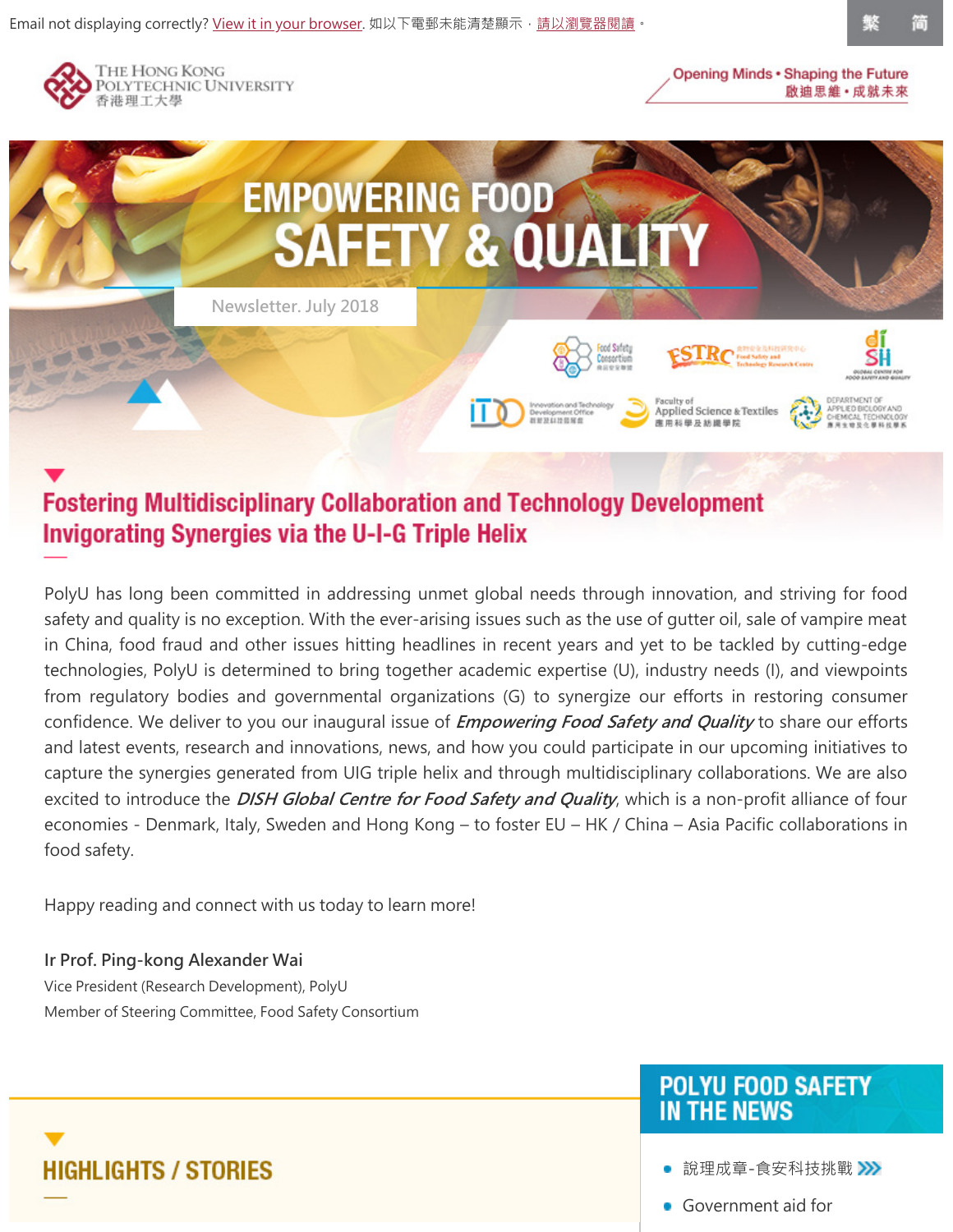Email not displaying correctly? View it in your browser. 如以下電郵未能清楚顯示，請以瀏覽器閱讀。 繁 简

THE HONG KONG POLYTECHNIC UNIVERSITY
香港理工大學

Opening Minds • Shaping the Future
啟迪思維 • 成就未來

# EMPOWERING FOOD SAFETY & QUALITY

Newsletter. July 2018

## Fostering Multidisciplinary Collaboration and Technology Development Invigorating Synergies via the U-I-G Triple Helix

PolyU has long been committed in addressing unmet global needs through innovation, and striving for food safety and quality is no exception. With the ever-arising issues such as the use of gutter oil, sale of vampire meat in China, food fraud and other issues hitting headlines in recent years and yet to be tackled by cutting-edge technologies, PolyU is determined to bring together academic expertise (U), industry needs (I), and viewpoints from regulatory bodies and governmental organizations (G) to synergize our efforts in restoring consumer confidence. We deliver to you our inaugural issue of ***Empowering Food Safety and Quality*** to share our efforts and latest events, research and innovations, news, and how you could participate in our upcoming initiatives to capture the synergies generated from UIG triple helix and through multidisciplinary collaborations. We are also excited to introduce the ***DISH Global Centre for Food Safety and Quality***, which is a non-profit alliance of four economies - Denmark, Italy, Sweden and Hong Kong – to foster EU – HK / China – Asia Pacific collaborations in food safety.

Happy reading and connect with us today to learn more!

**Ir Prof. Ping-kong Alexander Wai**
Vice President (Research Development), PolyU
Member of Steering Committee, Food Safety Consortium

## HIGHLIGHTS / STORIES

## POLYU FOOD SAFETY IN THE NEWS

- 說理成章-食安科技挑戰
- Government aid for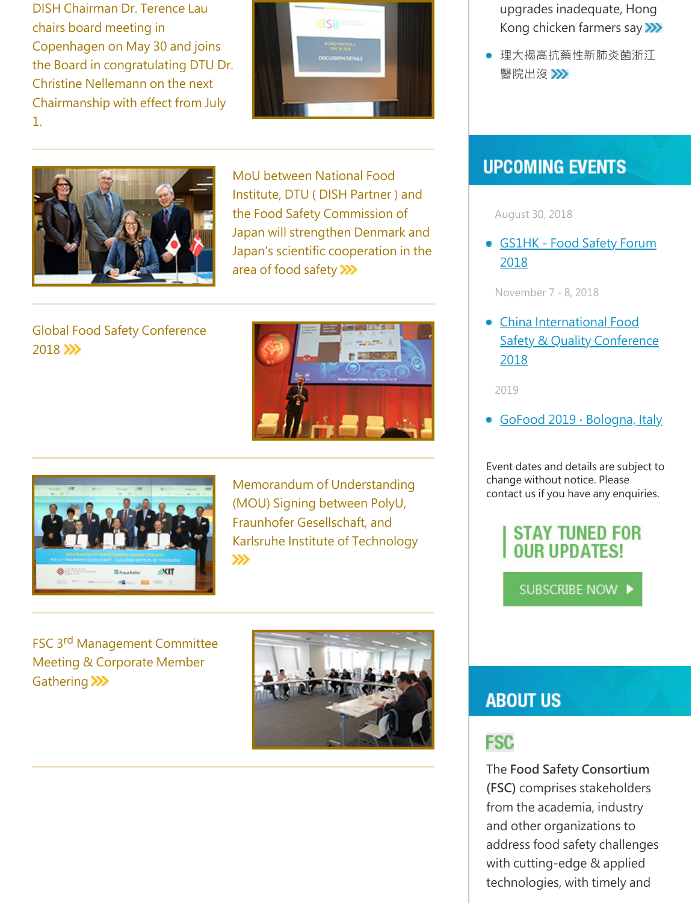DISH Chairman Dr. Terence Lau chairs board meeting in Copenhagen on May 30 and joins the Board in congratulating DTU Dr. Christine Nellemann on the next Chairmanship with effect from July 1.

---

MoU between National Food Institute, DTU ( DISH Partner ) and the Food Safety Commission of Japan will strengthen Denmark and Japan's scientific cooperation in the area of food safety

---

Global Food Safety Conference 2018

---

Memorandum of Understanding (MOU) Signing between PolyU, Fraunhofer Gesellschaft, and Karlsruhe Institute of Technology

---

FSC 3rd Management Committee Meeting & Corporate Member Gathering

---

upgrades inadequate, Hong Kong chicken farmers say

- 理大揭高抗藥性新肺炎菌浙江醫院出沒

## UPCOMING EVENTS

August 30, 2018

- GS1HK - Food Safety Forum 2018

November 7 - 8, 2018

- China International Food Safety & Quality Conference 2018

2019

- GoFood 2019 · Bologna, Italy

Event dates and details are subject to change without notice. Please contact us if you have any enquiries.

**STAY TUNED FOR OUR UPDATES!**

SUBSCRIBE NOW

## ABOUT US

**FSC**

The **Food Safety Consortium (FSC)** comprises stakeholders from the academia, industry and other organizations to address food safety challenges with cutting-edge & applied technologies, with timely and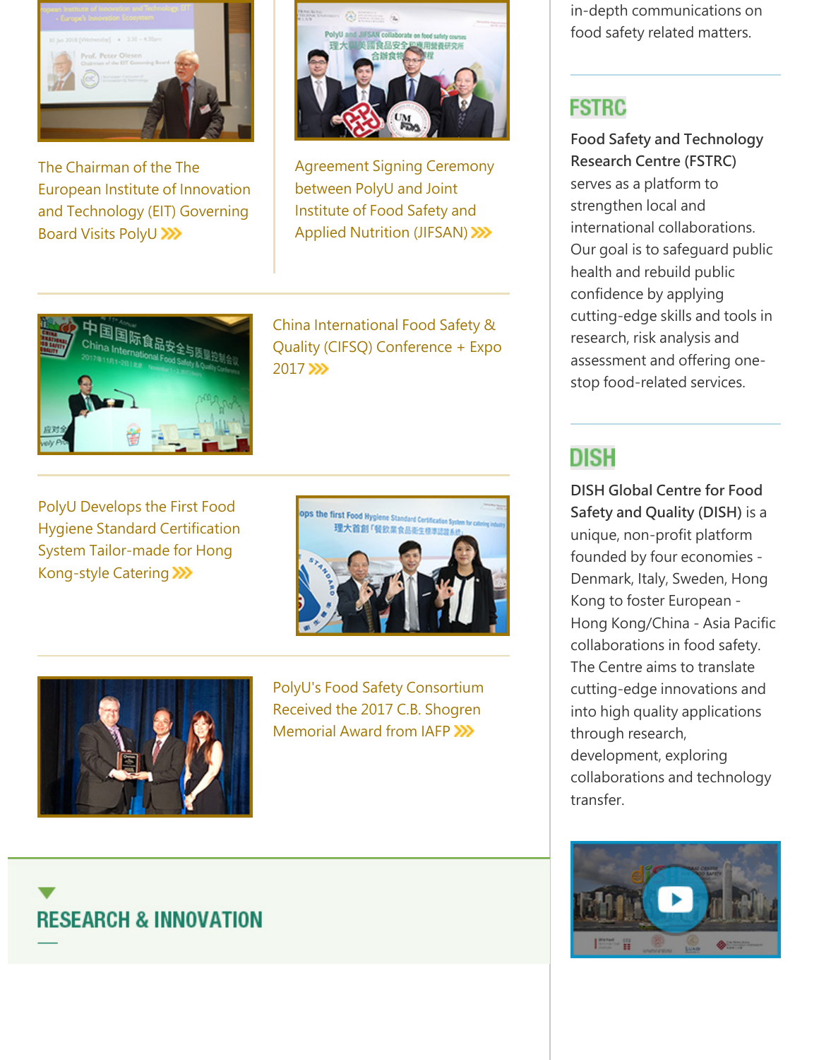The Chairman of the The European Institute of Innovation and Technology (EIT) Governing Board Visits PolyU

Agreement Signing Ceremony between PolyU and Joint Institute of Food Safety and Applied Nutrition (JIFSAN)

China International Food Safety & Quality (CIFSQ) Conference + Expo 2017

PolyU Develops the First Food Hygiene Standard Certification System Tailor-made for Hong Kong-style Catering

PolyU's Food Safety Consortium Received the 2017 C.B. Shogren Memorial Award from IAFP

## RESEARCH & INNOVATION

in-depth communications on food safety related matters.

## FSTRC

**Food Safety and Technology Research Centre (FSTRC)** serves as a platform to strengthen local and international collaborations. Our goal is to safeguard public health and rebuild public confidence by applying cutting-edge skills and tools in research, risk analysis and assessment and offering one-stop food-related services.

## DISH

**DISH Global Centre for Food Safety and Quality (DISH)** is a unique, non-profit platform founded by four economies - Denmark, Italy, Sweden, Hong Kong to foster European - Hong Kong/China - Asia Pacific collaborations in food safety. The Centre aims to translate cutting-edge innovations and into high quality applications through research, development, exploring collaborations and technology transfer.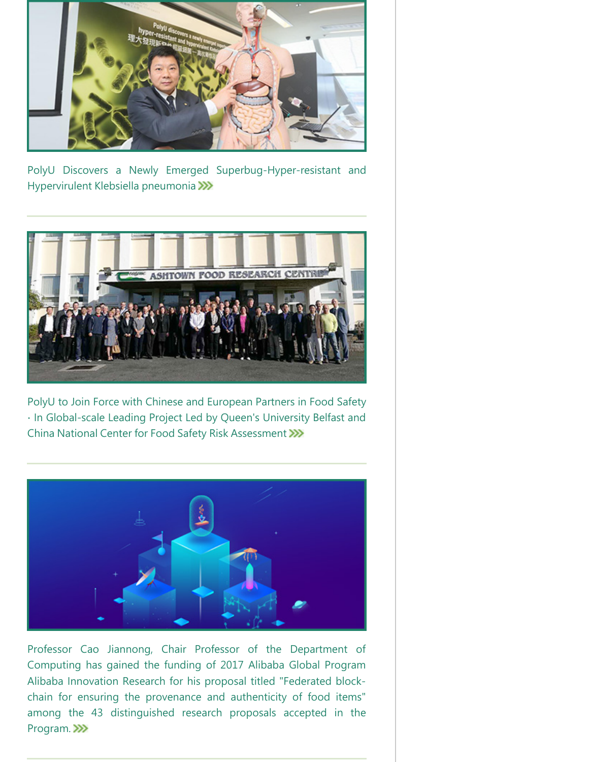PolyU Discovers a Newly Emerged Superbug-Hyper-resistant and Hypervirulent Klebsiella pneumonia

---

PolyU to Join Force with Chinese and European Partners in Food Safety · In Global-scale Leading Project Led by Queen's University Belfast and China National Center for Food Safety Risk Assessment

---

Professor Cao Jiannong, Chair Professor of the Department of Computing has gained the funding of 2017 Alibaba Global Program Alibaba Innovation Research for his proposal titled "Federated block-chain for ensuring the provenance and authenticity of food items" among the 43 distinguished research proposals accepted in the Program.

---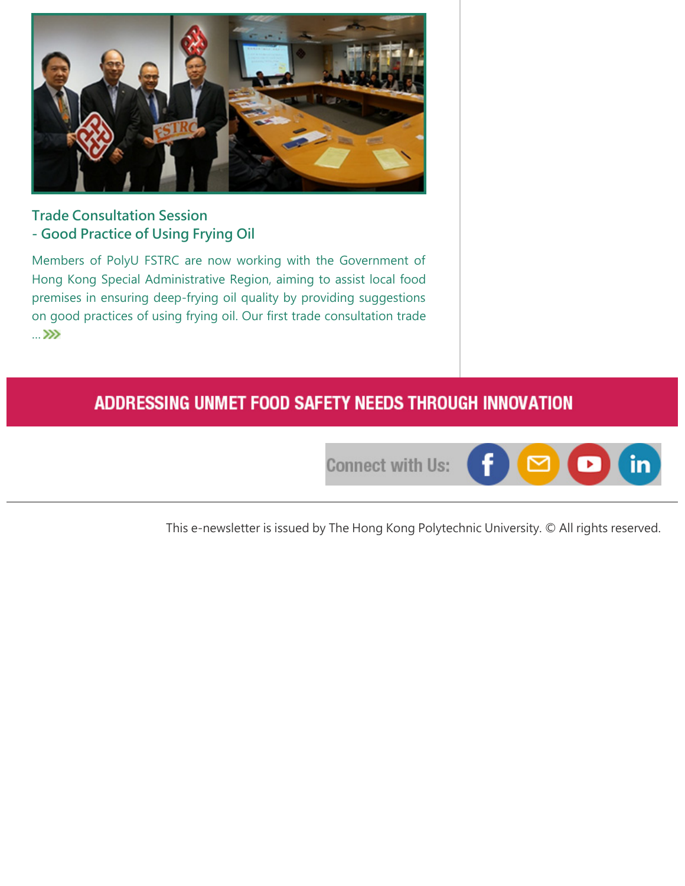### Trade Consultation Session
### - Good Practice of Using Frying Oil

Members of PolyU FSTRC are now working with the Government of Hong Kong Special Administrative Region, aiming to assist local food premises in ensuring deep-frying oil quality by providing suggestions on good practices of using frying oil. Our first trade consultation trade ...

**ADDRESSING UNMET FOOD SAFETY NEEDS THROUGH INNOVATION**

Connect with Us:

This e-newsletter is issued by The Hong Kong Polytechnic University. © All rights reserved.